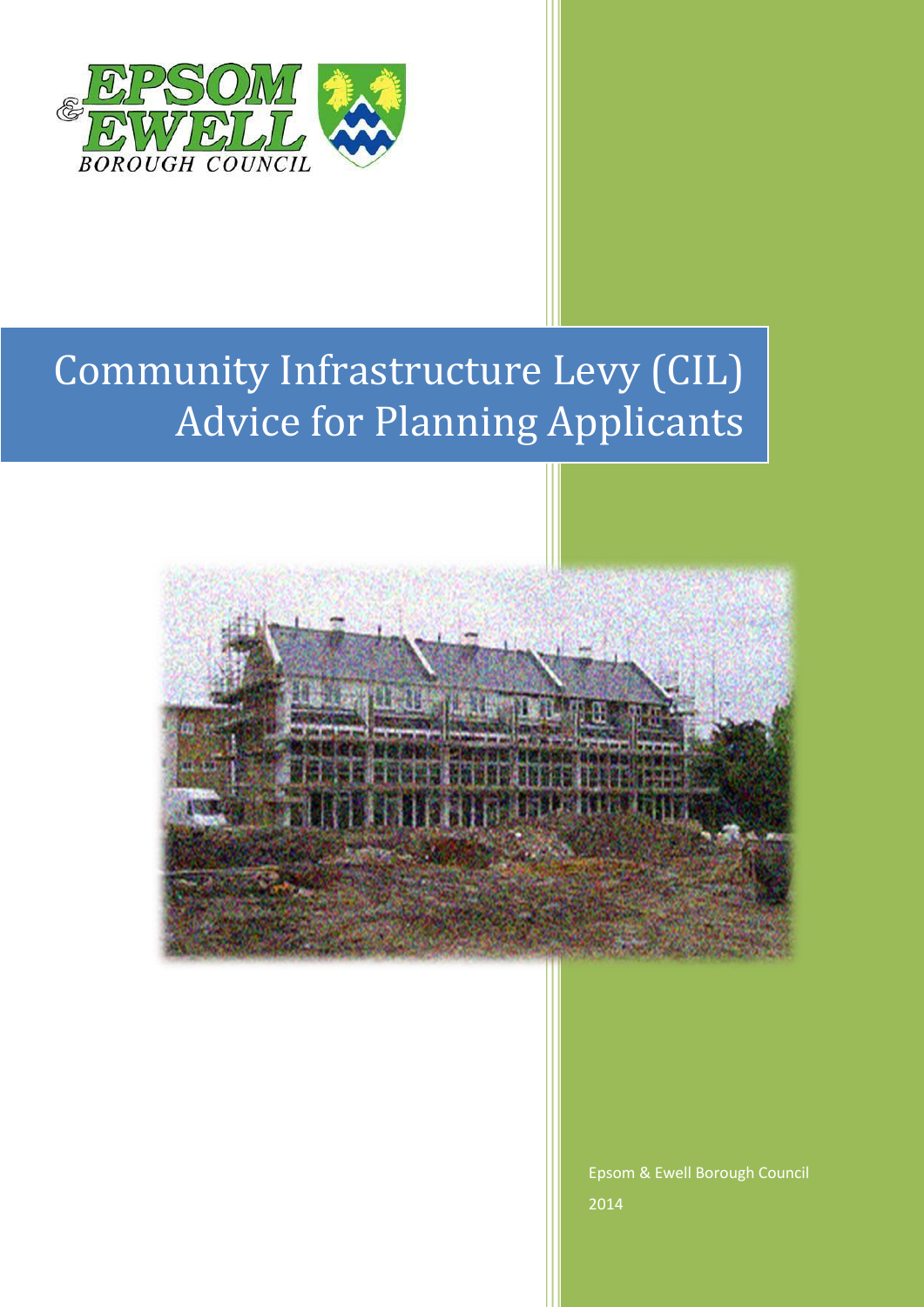# Community Infrastructure Levy (CIL) Advice for Planning Applicants

Epsom & Ewell Borough Council

2014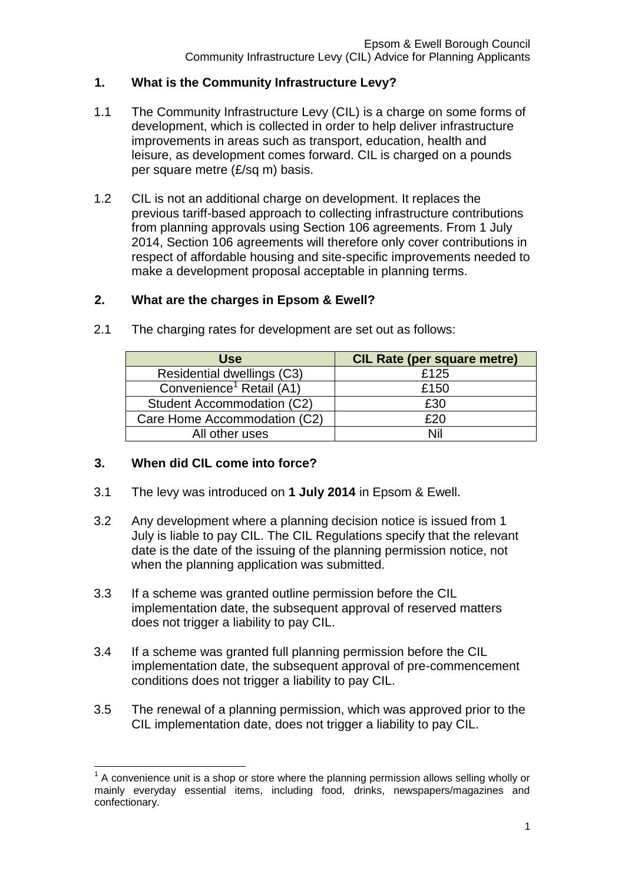## 1. What is the Community Infrastructure Levy?

1.1 The Community Infrastructure Levy (CIL) is a charge on some forms of development, which is collected in order to help deliver infrastructure improvements in areas such as transport, education, health and leisure, as development comes forward. CIL is charged on a pounds per square metre (£/sq m) basis.

1.2 CIL is not an additional charge on development. It replaces the previous tariff-based approach to collecting infrastructure contributions from planning approvals using Section 106 agreements. From 1 July 2014, Section 106 agreements will therefore only cover contributions in respect of affordable housing and site-specific improvements needed to make a development proposal acceptable in planning terms.

## 2. What are the charges in Epsom & Ewell?

2.1 The charging rates for development are set out as follows:

| Use | CIL Rate (per square metre) |
|---|---|
| Residential dwellings (C3) | £125 |
| Convenience[1] Retail (A1) | £150 |
| Student Accommodation (C2) | £30 |
| Care Home Accommodation (C2) | £20 |
| All other uses | Nil |

## 3. When did CIL come into force?

3.1 The levy was introduced on **1 July 2014** in Epsom & Ewell.

3.2 Any development where a planning decision notice is issued from 1 July is liable to pay CIL. The CIL Regulations specify that the relevant date is the date of the issuing of the planning permission notice, not when the planning application was submitted.

3.3 If a scheme was granted outline permission before the CIL implementation date, the subsequent approval of reserved matters does not trigger a liability to pay CIL.

3.4 If a scheme was granted full planning permission before the CIL implementation date, the subsequent approval of pre-commencement conditions does not trigger a liability to pay CIL.

3.5 The renewal of a planning permission, which was approved prior to the CIL implementation date, does not trigger a liability to pay CIL.

[1] A convenience unit is a shop or store where the planning permission allows selling wholly or mainly everyday essential items, including food, drinks, newspapers/magazines and confectionary.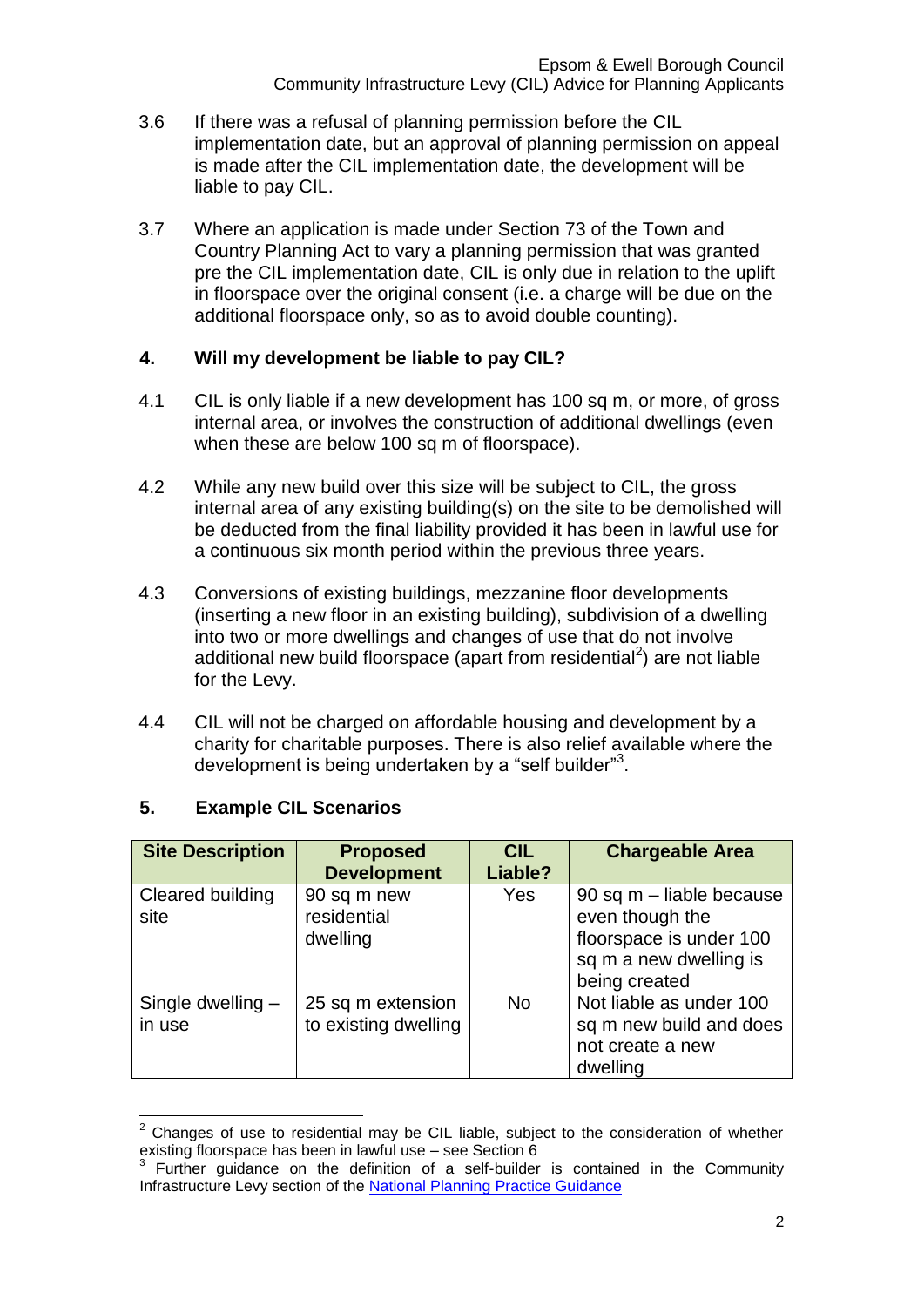3.6 If there was a refusal of planning permission before the CIL implementation date, but an approval of planning permission on appeal is made after the CIL implementation date, the development will be liable to pay CIL.

3.7 Where an application is made under Section 73 of the Town and Country Planning Act to vary a planning permission that was granted pre the CIL implementation date, CIL is only due in relation to the uplift in floorspace over the original consent (i.e. a charge will be due on the additional floorspace only, so as to avoid double counting).

## 4. Will my development be liable to pay CIL?

4.1 CIL is only liable if a new development has 100 sq m, or more, of gross internal area, or involves the construction of additional dwellings (even when these are below 100 sq m of floorspace).

4.2 While any new build over this size will be subject to CIL, the gross internal area of any existing building(s) on the site to be demolished will be deducted from the final liability provided it has been in lawful use for a continuous six month period within the previous three years.

4.3 Conversions of existing buildings, mezzanine floor developments (inserting a new floor in an existing building), subdivision of a dwelling into two or more dwellings and changes of use that do not involve additional new build floorspace (apart from residential[2]) are not liable for the Levy.

4.4 CIL will not be charged on affordable housing and development by a charity for charitable purposes. There is also relief available where the development is being undertaken by a "self builder"[3].

## 5. Example CIL Scenarios

| Site Description | Proposed Development | CIL Liable? | Chargeable Area |
|---|---|---|---|
| Cleared building site | 90 sq m new residential dwelling | Yes | 90 sq m – liable because even though the floorspace is under 100 sq m a new dwelling is being created |
| Single dwelling – in use | 25 sq m extension to existing dwelling | No | Not liable as under 100 sq m new build and does not create a new dwelling |

[2] Changes of use to residential may be CIL liable, subject to the consideration of whether existing floorspace has been in lawful use – see Section 6

[3] Further guidance on the definition of a self-builder is contained in the Community Infrastructure Levy section of the National Planning Practice Guidance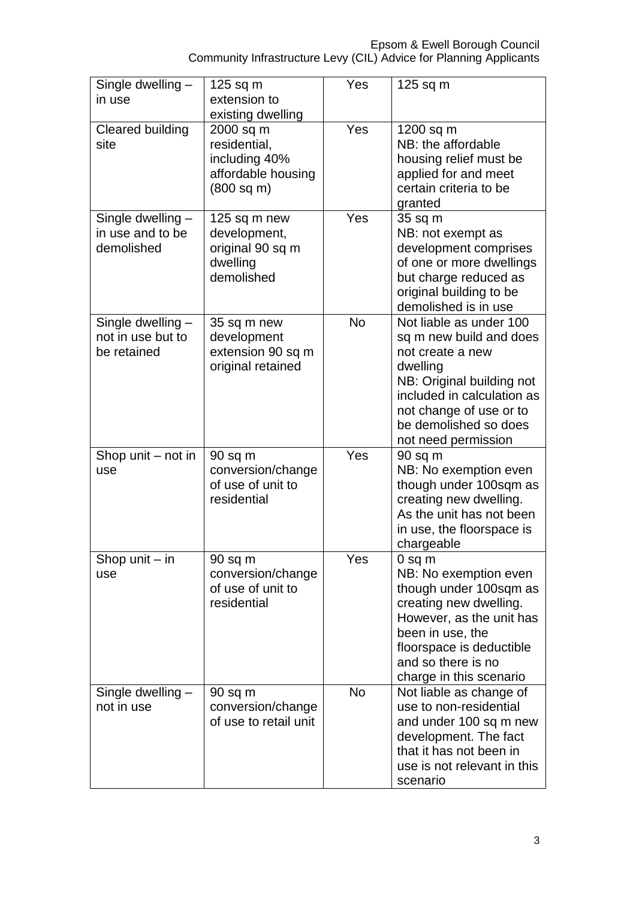| Single dwelling – in use | 125 sq m extension to existing dwelling | Yes | 125 sq m |
|---|---|---|---|
| Cleared building site | 2000 sq m residential, including 40% affordable housing (800 sq m) | Yes | 1200 sq m<br>NB: the affordable housing relief must be applied for and meet certain criteria to be granted |
| Single dwelling – in use and to be demolished | 125 sq m new development, original 90 sq m dwelling demolished | Yes | 35 sq m<br>NB: not exempt as development comprises of one or more dwellings but charge reduced as original building to be demolished is in use |
| Single dwelling – not in use but to be retained | 35 sq m new development extension 90 sq m original retained | No | Not liable as under 100 sq m new build and does not create a new dwelling<br>NB: Original building not included in calculation as not change of use or to be demolished so does not need permission |
| Shop unit – not in use | 90 sq m conversion/change of use of unit to residential | Yes | 90 sq m<br>NB: No exemption even though under 100sqm as creating new dwelling. As the unit has not been in use, the floorspace is chargeable |
| Shop unit – in use | 90 sq m conversion/change of use of unit to residential | Yes | 0 sq m<br>NB: No exemption even though under 100sqm as creating new dwelling. However, as the unit has been in use, the floorspace is deductible and so there is no charge in this scenario |
| Single dwelling – not in use | 90 sq m conversion/change of use to retail unit | No | Not liable as change of use to non-residential and under 100 sq m new development. The fact that it has not been in use is not relevant in this scenario |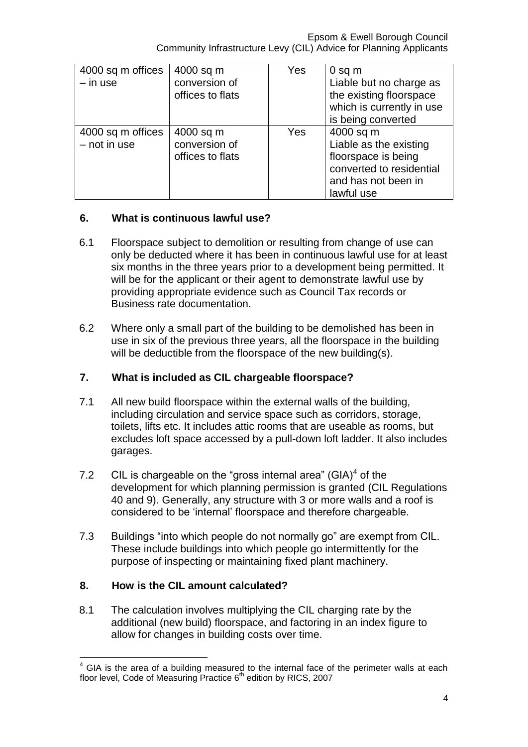| 4000 sq m offices – in use | 4000 sq m conversion of offices to flats | Yes | 0 sq m Liable but no charge as the existing floorspace which is currently in use is being converted |
|---|---|---|---|
| 4000 sq m offices – not in use | 4000 sq m conversion of offices to flats | Yes | 4000 sq m Liable as the existing floorspace is being converted to residential and has not been in lawful use |

## 6. What is continuous lawful use?

6.1 Floorspace subject to demolition or resulting from change of use can only be deducted where it has been in continuous lawful use for at least six months in the three years prior to a development being permitted. It will be for the applicant or their agent to demonstrate lawful use by providing appropriate evidence such as Council Tax records or Business rate documentation.

6.2 Where only a small part of the building to be demolished has been in use in six of the previous three years, all the floorspace in the building will be deductible from the floorspace of the new building(s).

## 7. What is included as CIL chargeable floorspace?

7.1 All new build floorspace within the external walls of the building, including circulation and service space such as corridors, storage, toilets, lifts etc. It includes attic rooms that are useable as rooms, but excludes loft space accessed by a pull-down loft ladder. It also includes garages.

7.2 CIL is chargeable on the "gross internal area" (GIA)[4] of the development for which planning permission is granted (CIL Regulations 40 and 9). Generally, any structure with 3 or more walls and a roof is considered to be 'internal' floorspace and therefore chargeable.

7.3 Buildings "into which people do not normally go" are exempt from CIL. These include buildings into which people go intermittently for the purpose of inspecting or maintaining fixed plant machinery.

## 8. How is the CIL amount calculated?

8.1 The calculation involves multiplying the CIL charging rate by the additional (new build) floorspace, and factoring in an index figure to allow for changes in building costs over time.

[4] GIA is the area of a building measured to the internal face of the perimeter walls at each floor level, Code of Measuring Practice 6th edition by RICS, 2007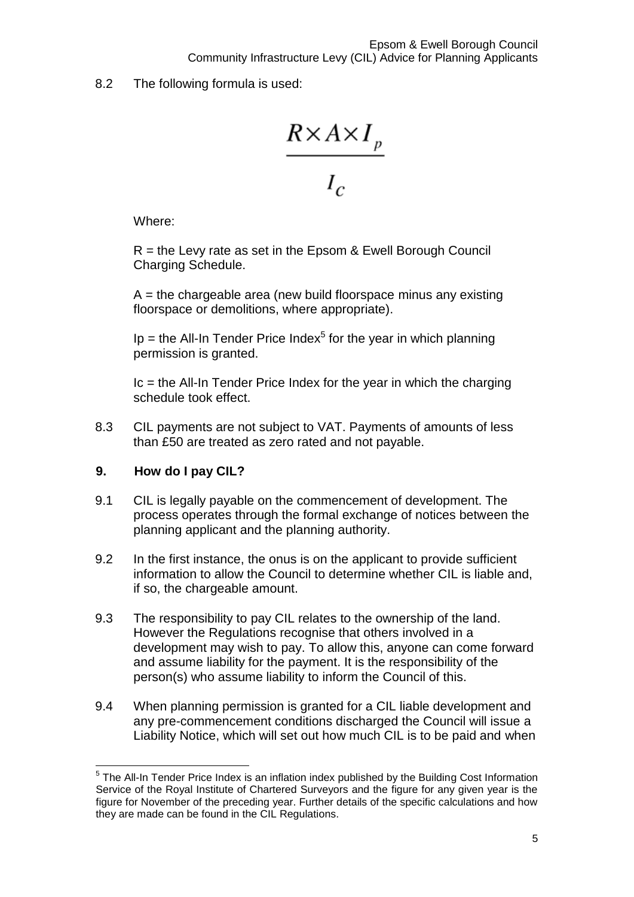8.2 The following formula is used:

$$\frac{R \times A \times I_p}{I_c}$$

Where:

R = the Levy rate as set in the Epsom & Ewell Borough Council Charging Schedule.

A = the chargeable area (new build floorspace minus any existing floorspace or demolitions, where appropriate).

Ip = the All-In Tender Price Index[5] for the year in which planning permission is granted.

Ic = the All-In Tender Price Index for the year in which the charging schedule took effect.

8.3 CIL payments are not subject to VAT. Payments of amounts of less than £50 are treated as zero rated and not payable.

## 9. How do I pay CIL?

9.1 CIL is legally payable on the commencement of development. The process operates through the formal exchange of notices between the planning applicant and the planning authority.

9.2 In the first instance, the onus is on the applicant to provide sufficient information to allow the Council to determine whether CIL is liable and, if so, the chargeable amount.

9.3 The responsibility to pay CIL relates to the ownership of the land. However the Regulations recognise that others involved in a development may wish to pay. To allow this, anyone can come forward and assume liability for the payment. It is the responsibility of the person(s) who assume liability to inform the Council of this.

9.4 When planning permission is granted for a CIL liable development and any pre-commencement conditions discharged the Council will issue a Liability Notice, which will set out how much CIL is to be paid and when

---

[5] The All-In Tender Price Index is an inflation index published by the Building Cost Information Service of the Royal Institute of Chartered Surveyors and the figure for any given year is the figure for November of the preceding year. Further details of the specific calculations and how they are made can be found in the CIL Regulations.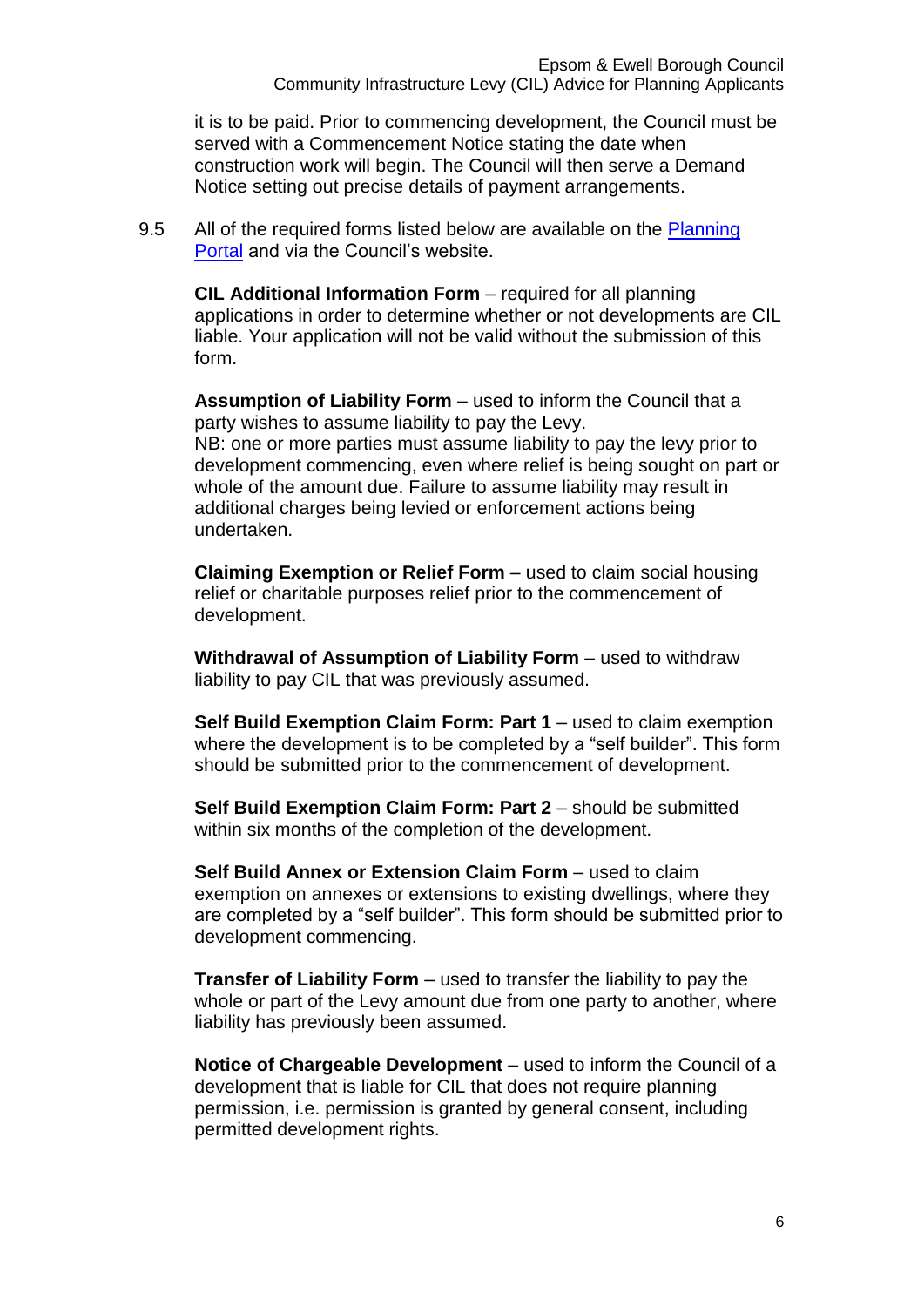it is to be paid. Prior to commencing development, the Council must be served with a Commencement Notice stating the date when construction work will begin. The Council will then serve a Demand Notice setting out precise details of payment arrangements.

9.5 All of the required forms listed below are available on the [Planning Portal]() and via the Council's website.

**CIL Additional Information Form** – required for all planning applications in order to determine whether or not developments are CIL liable. Your application will not be valid without the submission of this form.

**Assumption of Liability Form** – used to inform the Council that a party wishes to assume liability to pay the Levy.
NB: one or more parties must assume liability to pay the levy prior to development commencing, even where relief is being sought on part or whole of the amount due. Failure to assume liability may result in additional charges being levied or enforcement actions being undertaken.

**Claiming Exemption or Relief Form** – used to claim social housing relief or charitable purposes relief prior to the commencement of development.

**Withdrawal of Assumption of Liability Form** – used to withdraw liability to pay CIL that was previously assumed.

**Self Build Exemption Claim Form: Part 1** – used to claim exemption where the development is to be completed by a "self builder". This form should be submitted prior to the commencement of development.

**Self Build Exemption Claim Form: Part 2** – should be submitted within six months of the completion of the development.

**Self Build Annex or Extension Claim Form** – used to claim exemption on annexes or extensions to existing dwellings, where they are completed by a "self builder". This form should be submitted prior to development commencing.

**Transfer of Liability Form** – used to transfer the liability to pay the whole or part of the Levy amount due from one party to another, where liability has previously been assumed.

**Notice of Chargeable Development** – used to inform the Council of a development that is liable for CIL that does not require planning permission, i.e. permission is granted by general consent, including permitted development rights.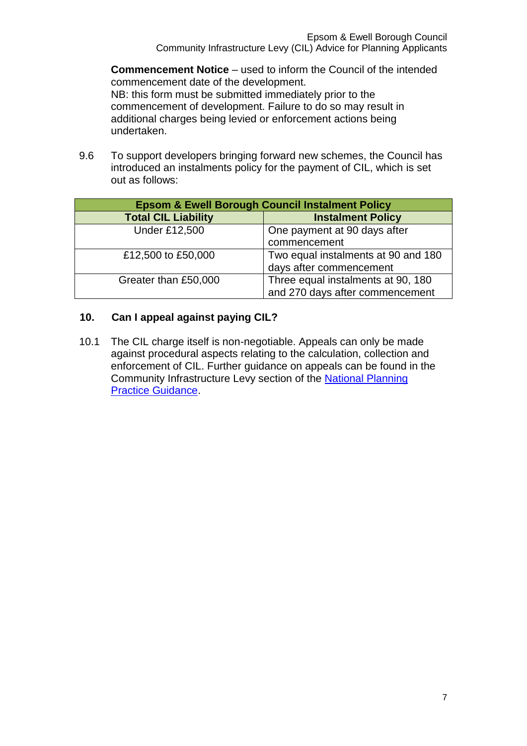**Commencement Notice** – used to inform the Council of the intended commencement date of the development.
NB: this form must be submitted immediately prior to the commencement of development. Failure to do so may result in additional charges being levied or enforcement actions being undertaken.

9.6 To support developers bringing forward new schemes, the Council has introduced an instalments policy for the payment of CIL, which is set out as follows:

| **Epsom & Ewell Borough Council Instalment Policy** | |
|---|---|
| **Total CIL Liability** | **Instalment Policy** |
| Under £12,500 | One payment at 90 days after commencement |
| £12,500 to £50,000 | Two equal instalments at 90 and 180 days after commencement |
| Greater than £50,000 | Three equal instalments at 90, 180 and 270 days after commencement |

## 10. Can I appeal against paying CIL?

10.1 The CIL charge itself is non-negotiable. Appeals can only be made against procedural aspects relating to the calculation, collection and enforcement of CIL. Further guidance on appeals can be found in the Community Infrastructure Levy section of the National Planning Practice Guidance.